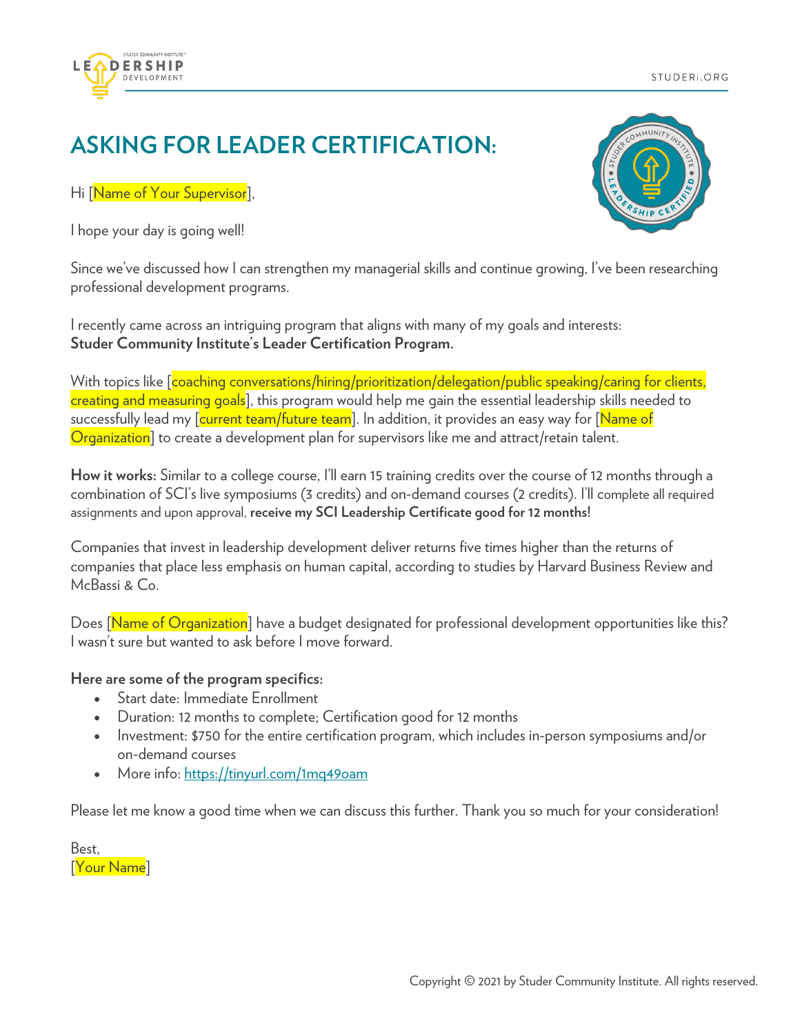# ASKING FOR LEADER CERTIFICATION:

Hi [Name of Your Supervisor],

I hope your day is going well!

Since we've discussed how I can strengthen my managerial skills and continue growing, I've been researching professional development programs.

I recently came across an intriguing program that aligns with many of my goals and interests: **Studer Community Institute's Leader Certification Program.**

With topics like [coaching conversations/hiring/prioritization/delegation/public speaking/caring for clients, creating and measuring goals], this program would help me gain the essential leadership skills needed to successfully lead my [current team/future team]. In addition, it provides an easy way for [Name of Organization] to create a development plan for supervisors like me and attract/retain talent.

**How it works:** Similar to a college course, I'll earn 15 training credits over the course of 12 months through a combination of SCI's live symposiums (3 credits) and on-demand courses (2 credits). I'll complete all required assignments and upon approval, **receive my SCI Leadership Certificate good for 12 months!**

Companies that invest in leadership development deliver returns five times higher than the returns of companies that place less emphasis on human capital, according to studies by Harvard Business Review and McBassi & Co.

Does [Name of Organization] have a budget designated for professional development opportunities like this? I wasn't sure but wanted to ask before I move forward.

**Here are some of the program specifics:**

- Start date: Immediate Enrollment
- Duration: 12 months to complete; Certification good for 12 months
- Investment: $750 for the entire certification program, which includes in-person symposiums and/or on-demand courses
- More info: https://tinyurl.com/1mq49oam

Please let me know a good time when we can discuss this further. Thank you so much for your consideration!

Best,
[Your Name]

Copyright © 2021 by Studer Community Institute. All rights reserved.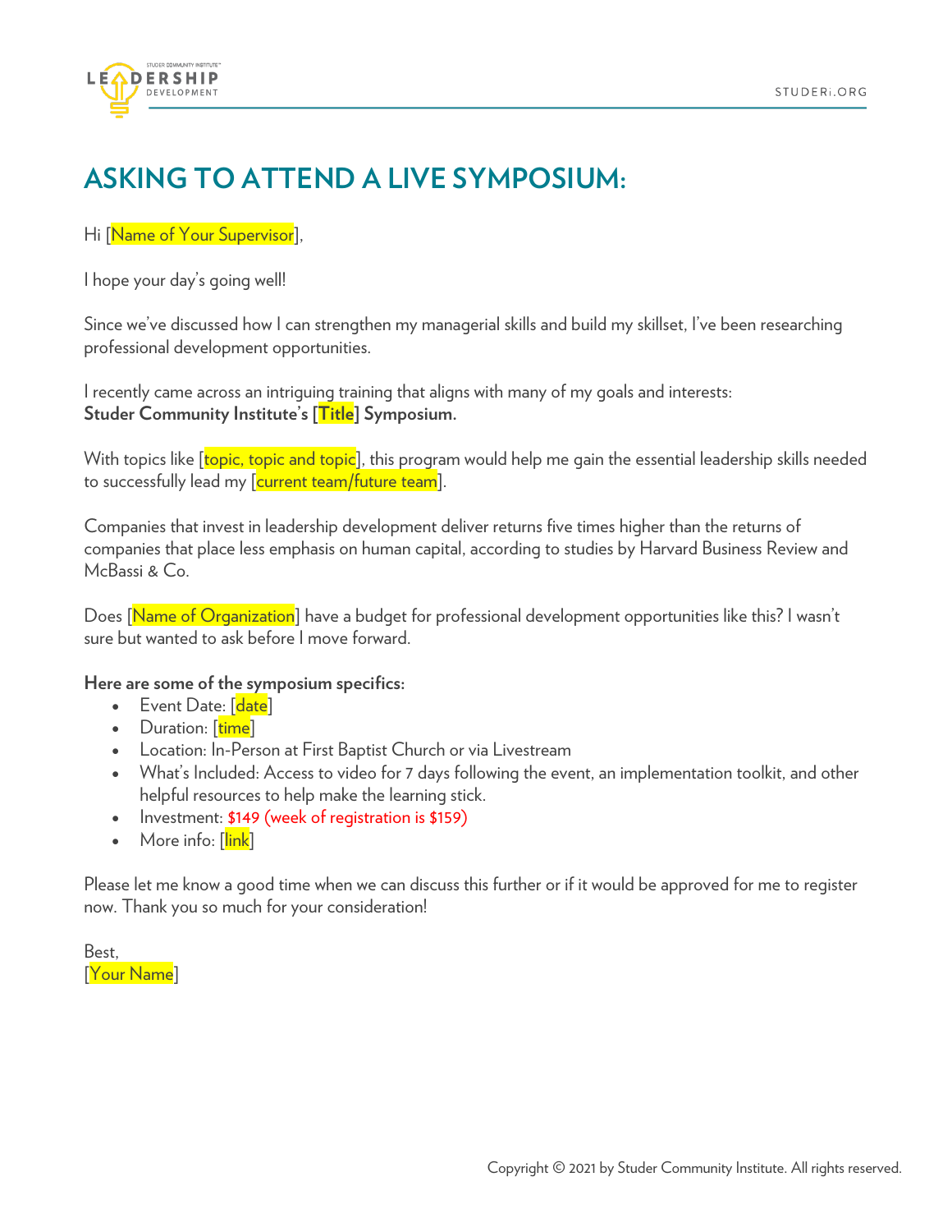# ASKING TO ATTEND A LIVE SYMPOSIUM:

Hi [Name of Your Supervisor],

I hope your day's going well!

Since we've discussed how I can strengthen my managerial skills and build my skillset, I've been researching professional development opportunities.

I recently came across an intriguing training that aligns with many of my goals and interests:
**Studer Community Institute's [Title] Symposium.**

With topics like [topic, topic and topic], this program would help me gain the essential leadership skills needed to successfully lead my [current team/future team].

Companies that invest in leadership development deliver returns five times higher than the returns of companies that place less emphasis on human capital, according to studies by Harvard Business Review and McBassi & Co.

Does [Name of Organization] have a budget for professional development opportunities like this? I wasn't sure but wanted to ask before I move forward.

**Here are some of the symposium specifics:**

- Event Date: [date]
- Duration: [time]
- Location: In-Person at First Baptist Church or via Livestream
- What's Included: Access to video for 7 days following the event, an implementation toolkit, and other helpful resources to help make the learning stick.
- Investment: $149 (week of registration is $159)
- More info: [link]

Please let me know a good time when we can discuss this further or if it would be approved for me to register now. Thank you so much for your consideration!

Best,
[Your Name]

Copyright © 2021 by Studer Community Institute. All rights reserved.